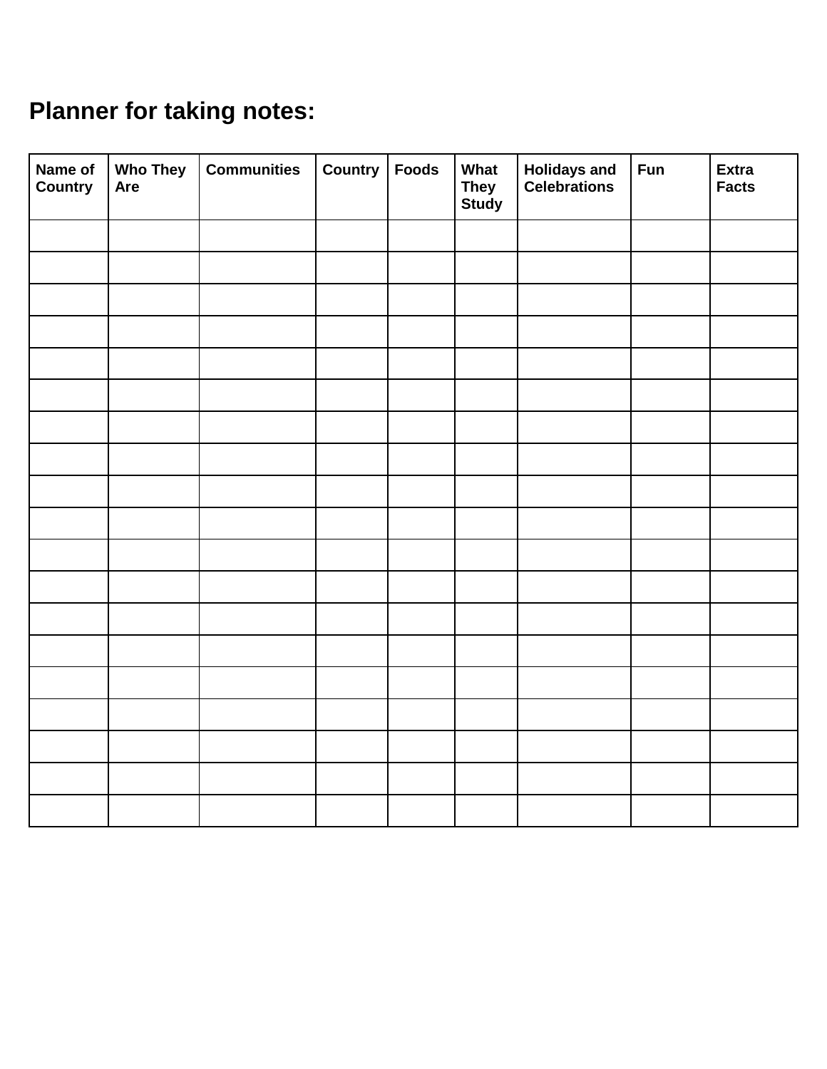## Planner for taking notes:

| Name of Country | Who They Are | Communities | Country | Foods | What They Study | Holidays and Celebrations | Fun | Extra Facts |
|---|---|---|---|---|---|---|---|---|
| | | | | | | | | |
| | | | | | | | | |
| | | | | | | | | |
| | | | | | | | | |
| | | | | | | | | |
| | | | | | | | | |
| | | | | | | | | |
| | | | | | | | | |
| | | | | | | | | |
| | | | | | | | | |
| | | | | | | | | |
| | | | | | | | | |
| | | | | | | | | |
| | | | | | | | | |
| | | | | | | | | |
| | | | | | | | | |
| | | | | | | | | |
| | | | | | | | | |
| | | | | | | | | |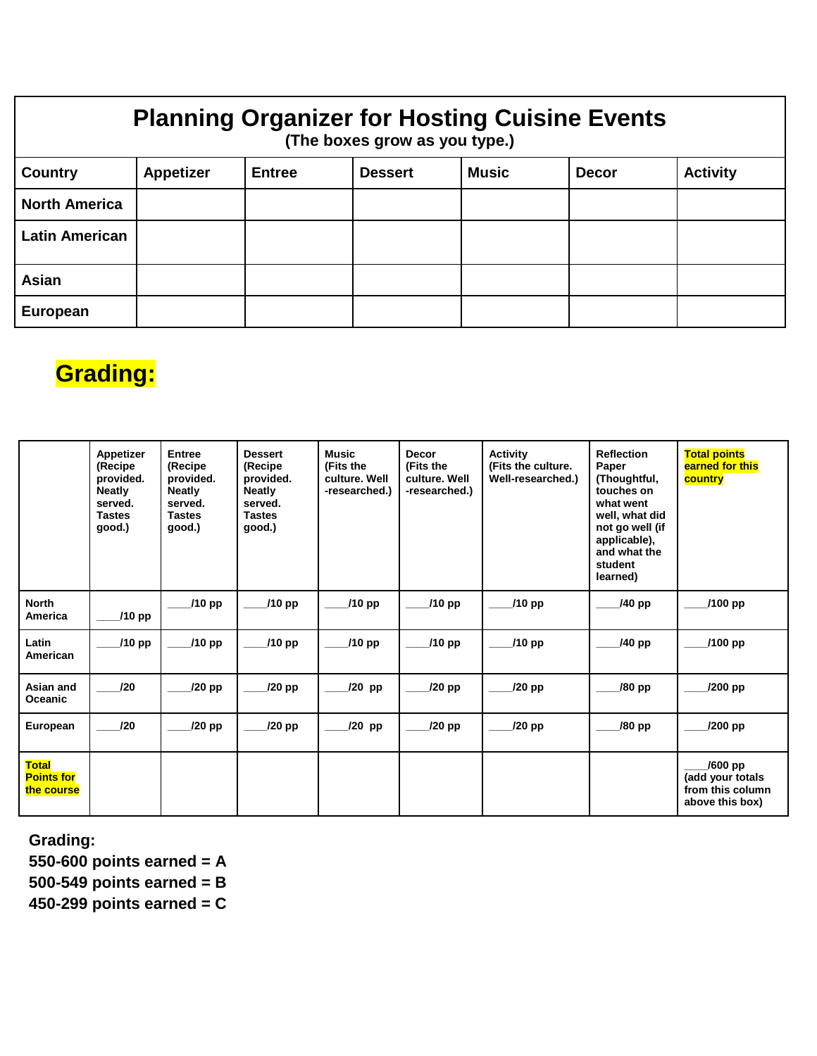| Planning Organizer for Hosting Cuisine Events (The boxes grow as you type.) | | | | | | |
|---|---|---|---|---|---|---|
| **Country** | **Appetizer** | **Entree** | **Dessert** | **Music** | **Decor** | **Activity** |
| **North America** | | | | | | |
| **Latin American** | | | | | | |
| **Asian** | | | | | | |
| **European** | | | | | | |

## Grading:

| | Appetizer (Recipe provided. Neatly served. Tastes good.) | Entree (Recipe provided. Neatly served. Tastes good.) | Dessert (Recipe provided. Neatly served. Tastes good.) | Music (Fits the culture. Well -researched.) | Decor (Fits the culture. Well -researched.) | Activity (Fits the culture. Well-researched.) | Reflection Paper (Thoughtful, touches on what went well, what did not go well (if applicable), and what the student learned) | **Total points earned for this country** |
|---|---|---|---|---|---|---|---|---|
| North America | ____/10 pp | ____/10 pp | ____/10 pp | ____/10 pp | ____/10 pp | ____/10 pp | ____/40 pp | ____/100 pp |
| Latin American | ____/10 pp | ____/10 pp | ____/10 pp | ____/10 pp | ____/10 pp | ____/10 pp | ____/40 pp | ____/100 pp |
| Asian and Oceanic | ____/20 | ____/20 pp | ____/20 pp | ____/20 pp | ____/20 pp | ____/20 pp | ____/80 pp | ____/200 pp |
| European | ____/20 | ____/20 pp | ____/20 pp | ____/20 pp | ____/20 pp | ____/20 pp | ____/80 pp | ____/200 pp |
| **Total Points for the course** | | | | | | | | ____/600 pp (add your totals from this column above this box) |

**Grading:**
**550-600 points earned = A**
**500-549 points earned = B**
**450-299 points earned = C**